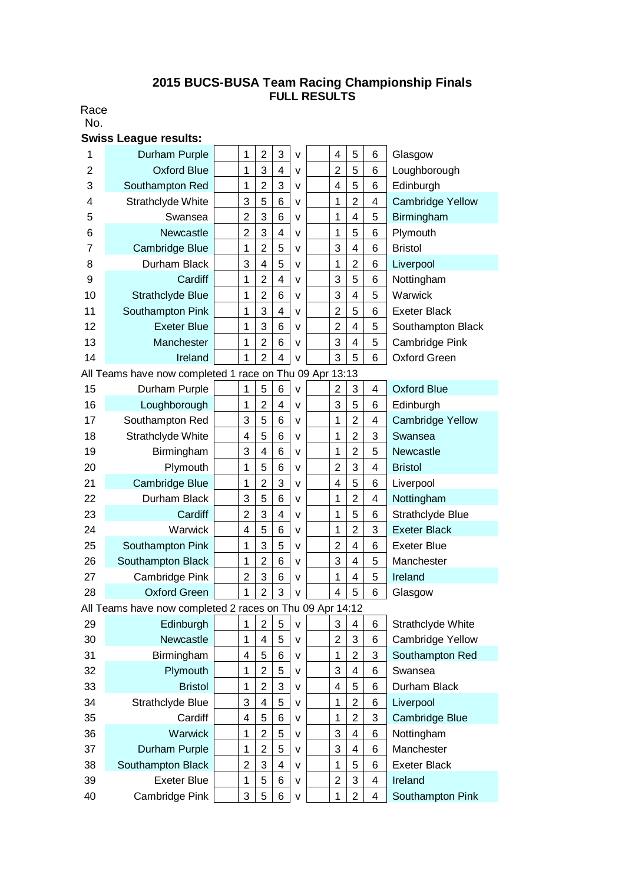# 2015 BUCS-BUSA Team Racing Championship Finals
## FULL RESULTS

Race No.

**Swiss League results:**

| Race No. | Team | | | | | v | | | | | Team |
|---|---|---|---|---|---|---|---|---|---|---|---|
| 1 | Durham Purple | | 1 | 2 | 3 | v | | 4 | 5 | 6 | Glasgow |
| 2 | Oxford Blue | | 1 | 3 | 4 | v | | 2 | 5 | 6 | Loughborough |
| 3 | Southampton Red | | 1 | 2 | 3 | v | | 4 | 5 | 6 | Edinburgh |
| 4 | Strathclyde White | | 3 | 5 | 6 | v | | 1 | 2 | 4 | Cambridge Yellow |
| 5 | Swansea | | 2 | 3 | 6 | v | | 1 | 4 | 5 | Birmingham |
| 6 | Newcastle | | 2 | 3 | 4 | v | | 1 | 5 | 6 | Plymouth |
| 7 | Cambridge Blue | | 1 | 2 | 5 | v | | 3 | 4 | 6 | Bristol |
| 8 | Durham Black | | 3 | 4 | 5 | v | | 1 | 2 | 6 | Liverpool |
| 9 | Cardiff | | 1 | 2 | 4 | v | | 3 | 5 | 6 | Nottingham |
| 10 | Strathclyde Blue | | 1 | 2 | 6 | v | | 3 | 4 | 5 | Warwick |
| 11 | Southampton Pink | | 1 | 3 | 4 | v | | 2 | 5 | 6 | Exeter Black |
| 12 | Exeter Blue | | 1 | 3 | 6 | v | | 2 | 4 | 5 | Southampton Black |
| 13 | Manchester | | 1 | 2 | 6 | v | | 3 | 4 | 5 | Cambridge Pink |
| 14 | Ireland | | 1 | 2 | 4 | v | | 3 | 5 | 6 | Oxford Green |
| All Teams have now completed 1 race on Thu 09 Apr 13:13 | | | | | | | | | | | |
| 15 | Durham Purple | | 1 | 5 | 6 | v | | 2 | 3 | 4 | Oxford Blue |
| 16 | Loughborough | | 1 | 2 | 4 | v | | 3 | 5 | 6 | Edinburgh |
| 17 | Southampton Red | | 3 | 5 | 6 | v | | 1 | 2 | 4 | Cambridge Yellow |
| 18 | Strathclyde White | | 4 | 5 | 6 | v | | 1 | 2 | 3 | Swansea |
| 19 | Birmingham | | 3 | 4 | 6 | v | | 1 | 2 | 5 | Newcastle |
| 20 | Plymouth | | 1 | 5 | 6 | v | | 2 | 3 | 4 | Bristol |
| 21 | Cambridge Blue | | 1 | 2 | 3 | v | | 4 | 5 | 6 | Liverpool |
| 22 | Durham Black | | 3 | 5 | 6 | v | | 1 | 2 | 4 | Nottingham |
| 23 | Cardiff | | 2 | 3 | 4 | v | | 1 | 5 | 6 | Strathclyde Blue |
| 24 | Warwick | | 4 | 5 | 6 | v | | 1 | 2 | 3 | Exeter Black |
| 25 | Southampton Pink | | 1 | 3 | 5 | v | | 2 | 4 | 6 | Exeter Blue |
| 26 | Southampton Black | | 1 | 2 | 6 | v | | 3 | 4 | 5 | Manchester |
| 27 | Cambridge Pink | | 2 | 3 | 6 | v | | 1 | 4 | 5 | Ireland |
| 28 | Oxford Green | | 1 | 2 | 3 | v | | 4 | 5 | 6 | Glasgow |
| All Teams have now completed 2 races on Thu 09 Apr 14:12 | | | | | | | | | | | |
| 29 | Edinburgh | | 1 | 2 | 5 | v | | 3 | 4 | 6 | Strathclyde White |
| 30 | Newcastle | | 1 | 4 | 5 | v | | 2 | 3 | 6 | Cambridge Yellow |
| 31 | Birmingham | | 4 | 5 | 6 | v | | 1 | 2 | 3 | Southampton Red |
| 32 | Plymouth | | 1 | 2 | 5 | v | | 3 | 4 | 6 | Swansea |
| 33 | Bristol | | 1 | 2 | 3 | v | | 4 | 5 | 6 | Durham Black |
| 34 | Strathclyde Blue | | 3 | 4 | 5 | v | | 1 | 2 | 6 | Liverpool |
| 35 | Cardiff | | 4 | 5 | 6 | v | | 1 | 2 | 3 | Cambridge Blue |
| 36 | Warwick | | 1 | 2 | 5 | v | | 3 | 4 | 6 | Nottingham |
| 37 | Durham Purple | | 1 | 2 | 5 | v | | 3 | 4 | 6 | Manchester |
| 38 | Southampton Black | | 2 | 3 | 4 | v | | 1 | 5 | 6 | Exeter Black |
| 39 | Exeter Blue | | 1 | 5 | 6 | v | | 2 | 3 | 4 | Ireland |
| 40 | Cambridge Pink | | 3 | 5 | 6 | v | | 1 | 2 | 4 | Southampton Pink |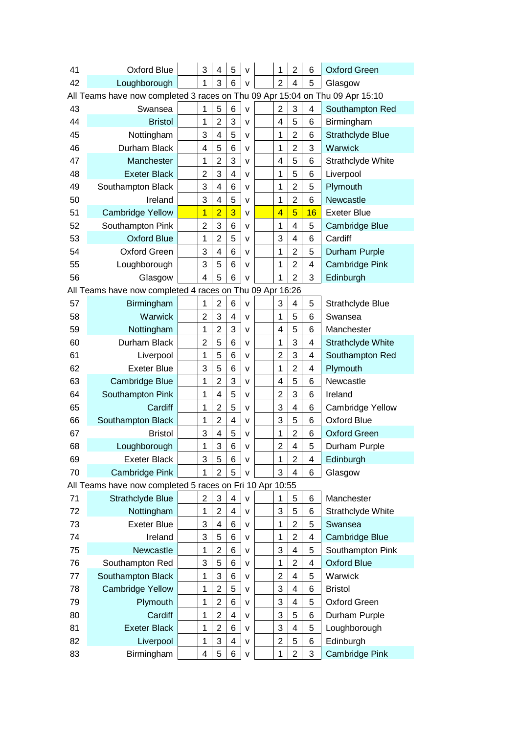| Race | Team | | | | | v | | | | | Team |
|---|---|---|---|---|---|---|---|---|---|---|---|
| 41 | Oxford Blue | | 3 | 4 | 5 | v | | 1 | 2 | 6 | Oxford Green |
| 42 | Loughborough | | 1 | 3 | 6 | v | | 2 | 4 | 5 | Glasgow |
| All Teams have now completed 3 races on Thu 09 Apr 15:04 on Thu 09 Apr 15:10 | | | | | | | | | | | |
| 43 | Swansea | | 1 | 5 | 6 | v | | 2 | 3 | 4 | Southampton Red |
| 44 | Bristol | | 1 | 2 | 3 | v | | 4 | 5 | 6 | Birmingham |
| 45 | Nottingham | | 3 | 4 | 5 | v | | 1 | 2 | 6 | Strathclyde Blue |
| 46 | Durham Black | | 4 | 5 | 6 | v | | 1 | 2 | 3 | Warwick |
| 47 | Manchester | | 1 | 2 | 3 | v | | 4 | 5 | 6 | Strathclyde White |
| 48 | Exeter Black | | 2 | 3 | 4 | v | | 1 | 5 | 6 | Liverpool |
| 49 | Southampton Black | | 3 | 4 | 6 | v | | 1 | 2 | 5 | Plymouth |
| 50 | Ireland | | 3 | 4 | 5 | v | | 1 | 2 | 6 | Newcastle |
| 51 | Cambridge Yellow | | 1 | 2 | 3 | v | | 4 | 5 | 16 | Exeter Blue |
| 52 | Southampton Pink | | 2 | 3 | 6 | v | | 1 | 4 | 5 | Cambridge Blue |
| 53 | Oxford Blue | | 1 | 2 | 5 | v | | 3 | 4 | 6 | Cardiff |
| 54 | Oxford Green | | 3 | 4 | 6 | v | | 1 | 2 | 5 | Durham Purple |
| 55 | Loughborough | | 3 | 5 | 6 | v | | 1 | 2 | 4 | Cambridge Pink |
| 56 | Glasgow | | 4 | 5 | 6 | v | | 1 | 2 | 3 | Edinburgh |
| All Teams have now completed 4 races on Thu 09 Apr 16:26 | | | | | | | | | | | |
| 57 | Birmingham | | 1 | 2 | 6 | v | | 3 | 4 | 5 | Strathclyde Blue |
| 58 | Warwick | | 2 | 3 | 4 | v | | 1 | 5 | 6 | Swansea |
| 59 | Nottingham | | 1 | 2 | 3 | v | | 4 | 5 | 6 | Manchester |
| 60 | Durham Black | | 2 | 5 | 6 | v | | 1 | 3 | 4 | Strathclyde White |
| 61 | Liverpool | | 1 | 5 | 6 | v | | 2 | 3 | 4 | Southampton Red |
| 62 | Exeter Blue | | 3 | 5 | 6 | v | | 1 | 2 | 4 | Plymouth |
| 63 | Cambridge Blue | | 1 | 2 | 3 | v | | 4 | 5 | 6 | Newcastle |
| 64 | Southampton Pink | | 1 | 4 | 5 | v | | 2 | 3 | 6 | Ireland |
| 65 | Cardiff | | 1 | 2 | 5 | v | | 3 | 4 | 6 | Cambridge Yellow |
| 66 | Southampton Black | | 1 | 2 | 4 | v | | 3 | 5 | 6 | Oxford Blue |
| 67 | Bristol | | 3 | 4 | 5 | v | | 1 | 2 | 6 | Oxford Green |
| 68 | Loughborough | | 1 | 3 | 6 | v | | 2 | 4 | 5 | Durham Purple |
| 69 | Exeter Black | | 3 | 5 | 6 | v | | 1 | 2 | 4 | Edinburgh |
| 70 | Cambridge Pink | | 1 | 2 | 5 | v | | 3 | 4 | 6 | Glasgow |
| All Teams have now completed 5 races on Fri 10 Apr 10:55 | | | | | | | | | | | |
| 71 | Strathclyde Blue | | 2 | 3 | 4 | v | | 1 | 5 | 6 | Manchester |
| 72 | Nottingham | | 1 | 2 | 4 | v | | 3 | 5 | 6 | Strathclyde White |
| 73 | Exeter Blue | | 3 | 4 | 6 | v | | 1 | 2 | 5 | Swansea |
| 74 | Ireland | | 3 | 5 | 6 | v | | 1 | 2 | 4 | Cambridge Blue |
| 75 | Newcastle | | 1 | 2 | 6 | v | | 3 | 4 | 5 | Southampton Pink |
| 76 | Southampton Red | | 3 | 5 | 6 | v | | 1 | 2 | 4 | Oxford Blue |
| 77 | Southampton Black | | 1 | 3 | 6 | v | | 2 | 4 | 5 | Warwick |
| 78 | Cambridge Yellow | | 1 | 2 | 5 | v | | 3 | 4 | 6 | Bristol |
| 79 | Plymouth | | 1 | 2 | 6 | v | | 3 | 4 | 5 | Oxford Green |
| 80 | Cardiff | | 1 | 2 | 4 | v | | 3 | 5 | 6 | Durham Purple |
| 81 | Exeter Black | | 1 | 2 | 6 | v | | 3 | 4 | 5 | Loughborough |
| 82 | Liverpool | | 1 | 3 | 4 | v | | 2 | 5 | 6 | Edinburgh |
| 83 | Birmingham | | 4 | 5 | 6 | v | | 1 | 2 | 3 | Cambridge Pink |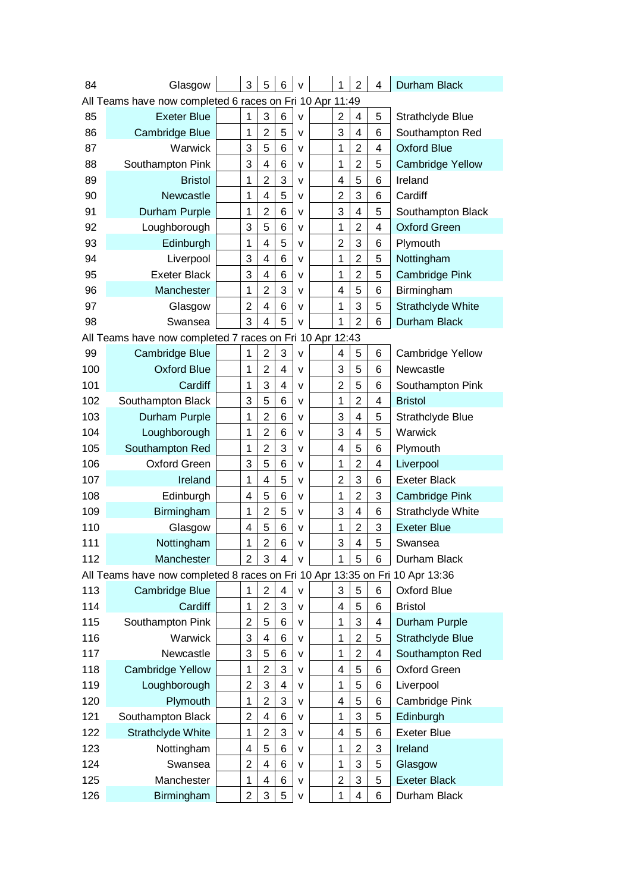| Race | Team | | | | | v | | | | | Team |
|---|---|---|---|---|---|---|---|---|---|---|---|
| 84 | Glasgow | | 3 | 5 | 6 | v | | 1 | 2 | 4 | Durham Black |
| All Teams have now completed 6 races on Fri 10 Apr 11:49 | | | | | | | | | | | |
| 85 | Exeter Blue | | 1 | 3 | 6 | v | | 2 | 4 | 5 | Strathclyde Blue |
| 86 | Cambridge Blue | | 1 | 2 | 5 | v | | 3 | 4 | 6 | Southampton Red |
| 87 | Warwick | | 3 | 5 | 6 | v | | 1 | 2 | 4 | Oxford Blue |
| 88 | Southampton Pink | | 3 | 4 | 6 | v | | 1 | 2 | 5 | Cambridge Yellow |
| 89 | Bristol | | 1 | 2 | 3 | v | | 4 | 5 | 6 | Ireland |
| 90 | Newcastle | | 1 | 4 | 5 | v | | 2 | 3 | 6 | Cardiff |
| 91 | Durham Purple | | 1 | 2 | 6 | v | | 3 | 4 | 5 | Southampton Black |
| 92 | Loughborough | | 3 | 5 | 6 | v | | 1 | 2 | 4 | Oxford Green |
| 93 | Edinburgh | | 1 | 4 | 5 | v | | 2 | 3 | 6 | Plymouth |
| 94 | Liverpool | | 3 | 4 | 6 | v | | 1 | 2 | 5 | Nottingham |
| 95 | Exeter Black | | 3 | 4 | 6 | v | | 1 | 2 | 5 | Cambridge Pink |
| 96 | Manchester | | 1 | 2 | 3 | v | | 4 | 5 | 6 | Birmingham |
| 97 | Glasgow | | 2 | 4 | 6 | v | | 1 | 3 | 5 | Strathclyde White |
| 98 | Swansea | | 3 | 4 | 5 | v | | 1 | 2 | 6 | Durham Black |
| All Teams have now completed 7 races on Fri 10 Apr 12:43 | | | | | | | | | | | |
| 99 | Cambridge Blue | | 1 | 2 | 3 | v | | 4 | 5 | 6 | Cambridge Yellow |
| 100 | Oxford Blue | | 1 | 2 | 4 | v | | 3 | 5 | 6 | Newcastle |
| 101 | Cardiff | | 1 | 3 | 4 | v | | 2 | 5 | 6 | Southampton Pink |
| 102 | Southampton Black | | 3 | 5 | 6 | v | | 1 | 2 | 4 | Bristol |
| 103 | Durham Purple | | 1 | 2 | 6 | v | | 3 | 4 | 5 | Strathclyde Blue |
| 104 | Loughborough | | 1 | 2 | 6 | v | | 3 | 4 | 5 | Warwick |
| 105 | Southampton Red | | 1 | 2 | 3 | v | | 4 | 5 | 6 | Plymouth |
| 106 | Oxford Green | | 3 | 5 | 6 | v | | 1 | 2 | 4 | Liverpool |
| 107 | Ireland | | 1 | 4 | 5 | v | | 2 | 3 | 6 | Exeter Black |
| 108 | Edinburgh | | 4 | 5 | 6 | v | | 1 | 2 | 3 | Cambridge Pink |
| 109 | Birmingham | | 1 | 2 | 5 | v | | 3 | 4 | 6 | Strathclyde White |
| 110 | Glasgow | | 4 | 5 | 6 | v | | 1 | 2 | 3 | Exeter Blue |
| 111 | Nottingham | | 1 | 2 | 6 | v | | 3 | 4 | 5 | Swansea |
| 112 | Manchester | | 2 | 3 | 4 | v | | 1 | 5 | 6 | Durham Black |
| All Teams have now completed 8 races on Fri 10 Apr 13:35 on Fri 10 Apr 13:36 | | | | | | | | | | | |
| 113 | Cambridge Blue | | 1 | 2 | 4 | v | | 3 | 5 | 6 | Oxford Blue |
| 114 | Cardiff | | 1 | 2 | 3 | v | | 4 | 5 | 6 | Bristol |
| 115 | Southampton Pink | | 2 | 5 | 6 | v | | 1 | 3 | 4 | Durham Purple |
| 116 | Warwick | | 3 | 4 | 6 | v | | 1 | 2 | 5 | Strathclyde Blue |
| 117 | Newcastle | | 3 | 5 | 6 | v | | 1 | 2 | 4 | Southampton Red |
| 118 | Cambridge Yellow | | 1 | 2 | 3 | v | | 4 | 5 | 6 | Oxford Green |
| 119 | Loughborough | | 2 | 3 | 4 | v | | 1 | 5 | 6 | Liverpool |
| 120 | Plymouth | | 1 | 2 | 3 | v | | 4 | 5 | 6 | Cambridge Pink |
| 121 | Southampton Black | | 2 | 4 | 6 | v | | 1 | 3 | 5 | Edinburgh |
| 122 | Strathclyde White | | 1 | 2 | 3 | v | | 4 | 5 | 6 | Exeter Blue |
| 123 | Nottingham | | 4 | 5 | 6 | v | | 1 | 2 | 3 | Ireland |
| 124 | Swansea | | 2 | 4 | 6 | v | | 1 | 3 | 5 | Glasgow |
| 125 | Manchester | | 1 | 4 | 6 | v | | 2 | 3 | 5 | Exeter Black |
| 126 | Birmingham | | 2 | 3 | 5 | v | | 1 | 4 | 6 | Durham Black |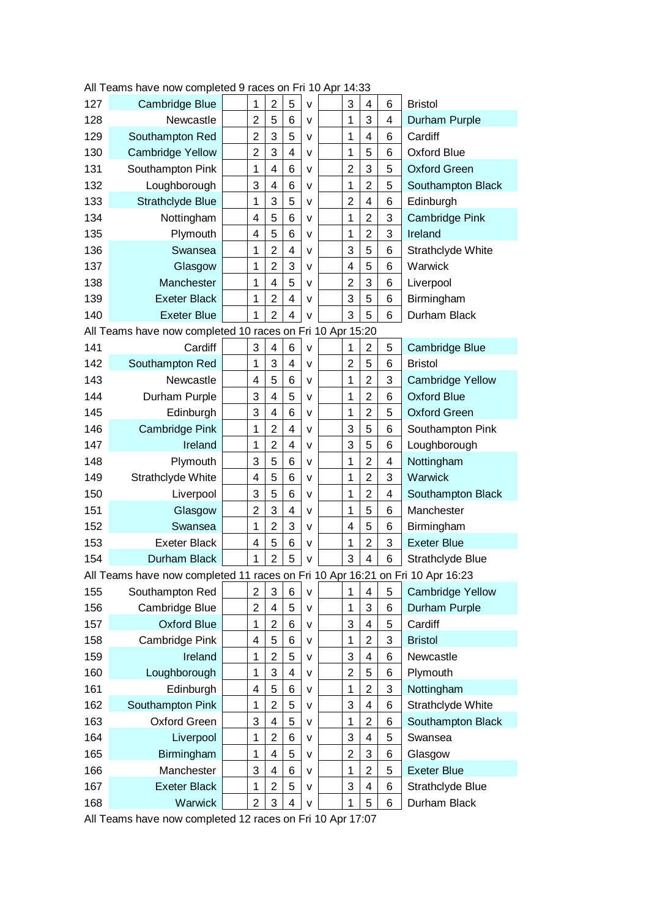All Teams have now completed 9 races on Fri 10 Apr 14:33

| | | | | | | v | | | | | |
|---|---|---|---|---|---|---|---|---|---|---|---|
| 127 | Cambridge Blue | | 1 | 2 | 5 | v | | 3 | 4 | 6 | Bristol |
| 128 | Newcastle | | 2 | 5 | 6 | v | | 1 | 3 | 4 | Durham Purple |
| 129 | Southampton Red | | 2 | 3 | 5 | v | | 1 | 4 | 6 | Cardiff |
| 130 | Cambridge Yellow | | 2 | 3 | 4 | v | | 1 | 5 | 6 | Oxford Blue |
| 131 | Southampton Pink | | 1 | 4 | 6 | v | | 2 | 3 | 5 | Oxford Green |
| 132 | Loughborough | | 3 | 4 | 6 | v | | 1 | 2 | 5 | Southampton Black |
| 133 | Strathclyde Blue | | 1 | 3 | 5 | v | | 2 | 4 | 6 | Edinburgh |
| 134 | Nottingham | | 4 | 5 | 6 | v | | 1 | 2 | 3 | Cambridge Pink |
| 135 | Plymouth | | 4 | 5 | 6 | v | | 1 | 2 | 3 | Ireland |
| 136 | Swansea | | 1 | 2 | 4 | v | | 3 | 5 | 6 | Strathclyde White |
| 137 | Glasgow | | 1 | 2 | 3 | v | | 4 | 5 | 6 | Warwick |
| 138 | Manchester | | 1 | 4 | 5 | v | | 2 | 3 | 6 | Liverpool |
| 139 | Exeter Black | | 1 | 2 | 4 | v | | 3 | 5 | 6 | Birmingham |
| 140 | Exeter Blue | | 1 | 2 | 4 | v | | 3 | 5 | 6 | Durham Black |

All Teams have now completed 10 races on Fri 10 Apr 15:20

| | | | | | | v | | | | | |
|---|---|---|---|---|---|---|---|---|---|---|---|
| 141 | Cardiff | | 3 | 4 | 6 | v | | 1 | 2 | 5 | Cambridge Blue |
| 142 | Southampton Red | | 1 | 3 | 4 | v | | 2 | 5 | 6 | Bristol |
| 143 | Newcastle | | 4 | 5 | 6 | v | | 1 | 2 | 3 | Cambridge Yellow |
| 144 | Durham Purple | | 3 | 4 | 5 | v | | 1 | 2 | 6 | Oxford Blue |
| 145 | Edinburgh | | 3 | 4 | 6 | v | | 1 | 2 | 5 | Oxford Green |
| 146 | Cambridge Pink | | 1 | 2 | 4 | v | | 3 | 5 | 6 | Southampton Pink |
| 147 | Ireland | | 1 | 2 | 4 | v | | 3 | 5 | 6 | Loughborough |
| 148 | Plymouth | | 3 | 5 | 6 | v | | 1 | 2 | 4 | Nottingham |
| 149 | Strathclyde White | | 4 | 5 | 6 | v | | 1 | 2 | 3 | Warwick |
| 150 | Liverpool | | 3 | 5 | 6 | v | | 1 | 2 | 4 | Southampton Black |
| 151 | Glasgow | | 2 | 3 | 4 | v | | 1 | 5 | 6 | Manchester |
| 152 | Swansea | | 1 | 2 | 3 | v | | 4 | 5 | 6 | Birmingham |
| 153 | Exeter Black | | 4 | 5 | 6 | v | | 1 | 2 | 3 | Exeter Blue |
| 154 | Durham Black | | 1 | 2 | 5 | v | | 3 | 4 | 6 | Strathclyde Blue |

All Teams have now completed 11 races on Fri 10 Apr 16:21 on Fri 10 Apr 16:23

| | | | | | | v | | | | | |
|---|---|---|---|---|---|---|---|---|---|---|---|
| 155 | Southampton Red | | 2 | 3 | 6 | v | | 1 | 4 | 5 | Cambridge Yellow |
| 156 | Cambridge Blue | | 2 | 4 | 5 | v | | 1 | 3 | 6 | Durham Purple |
| 157 | Oxford Blue | | 1 | 2 | 6 | v | | 3 | 4 | 5 | Cardiff |
| 158 | Cambridge Pink | | 4 | 5 | 6 | v | | 1 | 2 | 3 | Bristol |
| 159 | Ireland | | 1 | 2 | 5 | v | | 3 | 4 | 6 | Newcastle |
| 160 | Loughborough | | 1 | 3 | 4 | v | | 2 | 5 | 6 | Plymouth |
| 161 | Edinburgh | | 4 | 5 | 6 | v | | 1 | 2 | 3 | Nottingham |
| 162 | Southampton Pink | | 1 | 2 | 5 | v | | 3 | 4 | 6 | Strathclyde White |
| 163 | Oxford Green | | 3 | 4 | 5 | v | | 1 | 2 | 6 | Southampton Black |
| 164 | Liverpool | | 1 | 2 | 6 | v | | 3 | 4 | 5 | Swansea |
| 165 | Birmingham | | 1 | 4 | 5 | v | | 2 | 3 | 6 | Glasgow |
| 166 | Manchester | | 3 | 4 | 6 | v | | 1 | 2 | 5 | Exeter Blue |
| 167 | Exeter Black | | 1 | 2 | 5 | v | | 3 | 4 | 6 | Strathclyde Blue |
| 168 | Warwick | | 2 | 3 | 4 | v | | 1 | 5 | 6 | Durham Black |

All Teams have now completed 12 races on Fri 10 Apr 17:07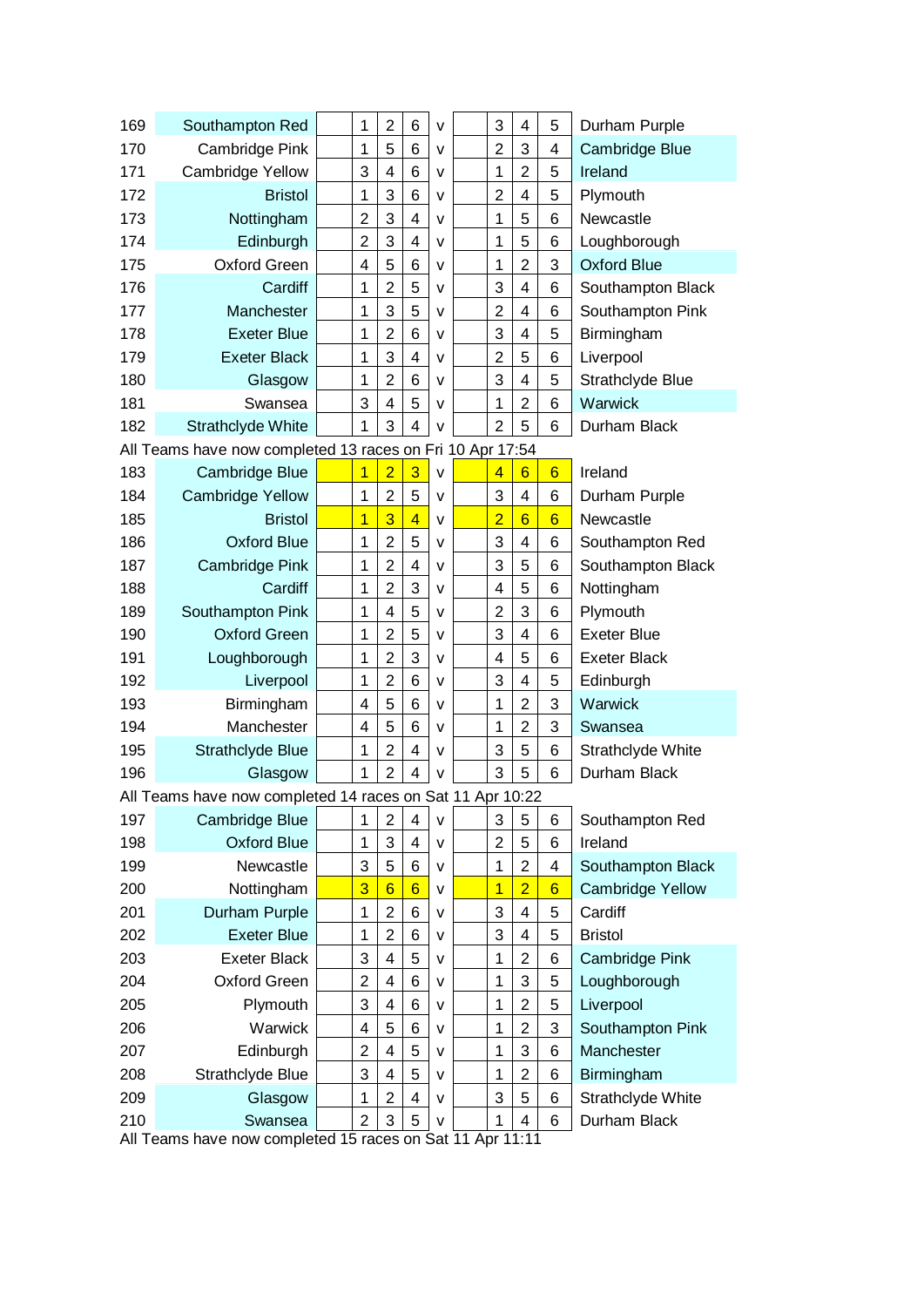| Race | Team | | | | | v | | | | | Team |
|---|---|---|---|---|---|---|---|---|---|---|---|
| 169 | Southampton Red | | 1 | 2 | 6 | v | | 3 | 4 | 5 | Durham Purple |
| 170 | Cambridge Pink | | 1 | 5 | 6 | v | | 2 | 3 | 4 | Cambridge Blue |
| 171 | Cambridge Yellow | | 3 | 4 | 6 | v | | 1 | 2 | 5 | Ireland |
| 172 | Bristol | | 1 | 3 | 6 | v | | 2 | 4 | 5 | Plymouth |
| 173 | Nottingham | | 2 | 3 | 4 | v | | 1 | 5 | 6 | Newcastle |
| 174 | Edinburgh | | 2 | 3 | 4 | v | | 1 | 5 | 6 | Loughborough |
| 175 | Oxford Green | | 4 | 5 | 6 | v | | 1 | 2 | 3 | Oxford Blue |
| 176 | Cardiff | | 1 | 2 | 5 | v | | 3 | 4 | 6 | Southampton Black |
| 177 | Manchester | | 1 | 3 | 5 | v | | 2 | 4 | 6 | Southampton Pink |
| 178 | Exeter Blue | | 1 | 2 | 6 | v | | 3 | 4 | 5 | Birmingham |
| 179 | Exeter Black | | 1 | 3 | 4 | v | | 2 | 5 | 6 | Liverpool |
| 180 | Glasgow | | 1 | 2 | 6 | v | | 3 | 4 | 5 | Strathclyde Blue |
| 181 | Swansea | | 3 | 4 | 5 | v | | 1 | 2 | 6 | Warwick |
| 182 | Strathclyde White | | 1 | 3 | 4 | v | | 2 | 5 | 6 | Durham Black |
| All Teams have now completed 13 races on Fri 10 Apr 17:54 | | | | | | | | | | | |
| 183 | Cambridge Blue | | 1 | 2 | 3 | v | | 4 | 6 | 6 | Ireland |
| 184 | Cambridge Yellow | | 1 | 2 | 5 | v | | 3 | 4 | 6 | Durham Purple |
| 185 | Bristol | | 1 | 3 | 4 | v | | 2 | 6 | 6 | Newcastle |
| 186 | Oxford Blue | | 1 | 2 | 5 | v | | 3 | 4 | 6 | Southampton Red |
| 187 | Cambridge Pink | | 1 | 2 | 4 | v | | 3 | 5 | 6 | Southampton Black |
| 188 | Cardiff | | 1 | 2 | 3 | v | | 4 | 5 | 6 | Nottingham |
| 189 | Southampton Pink | | 1 | 4 | 5 | v | | 2 | 3 | 6 | Plymouth |
| 190 | Oxford Green | | 1 | 2 | 5 | v | | 3 | 4 | 6 | Exeter Blue |
| 191 | Loughborough | | 1 | 2 | 3 | v | | 4 | 5 | 6 | Exeter Black |
| 192 | Liverpool | | 1 | 2 | 6 | v | | 3 | 4 | 5 | Edinburgh |
| 193 | Birmingham | | 4 | 5 | 6 | v | | 1 | 2 | 3 | Warwick |
| 194 | Manchester | | 4 | 5 | 6 | v | | 1 | 2 | 3 | Swansea |
| 195 | Strathclyde Blue | | 1 | 2 | 4 | v | | 3 | 5 | 6 | Strathclyde White |
| 196 | Glasgow | | 1 | 2 | 4 | v | | 3 | 5 | 6 | Durham Black |
| All Teams have now completed 14 races on Sat 11 Apr 10:22 | | | | | | | | | | | |
| 197 | Cambridge Blue | | 1 | 2 | 4 | v | | 3 | 5 | 6 | Southampton Red |
| 198 | Oxford Blue | | 1 | 3 | 4 | v | | 2 | 5 | 6 | Ireland |
| 199 | Newcastle | | 3 | 5 | 6 | v | | 1 | 2 | 4 | Southampton Black |
| 200 | Nottingham | | 3 | 6 | 6 | v | | 1 | 2 | 6 | Cambridge Yellow |
| 201 | Durham Purple | | 1 | 2 | 6 | v | | 3 | 4 | 5 | Cardiff |
| 202 | Exeter Blue | | 1 | 2 | 6 | v | | 3 | 4 | 5 | Bristol |
| 203 | Exeter Black | | 3 | 4 | 5 | v | | 1 | 2 | 6 | Cambridge Pink |
| 204 | Oxford Green | | 2 | 4 | 6 | v | | 1 | 3 | 5 | Loughborough |
| 205 | Plymouth | | 3 | 4 | 6 | v | | 1 | 2 | 5 | Liverpool |
| 206 | Warwick | | 4 | 5 | 6 | v | | 1 | 2 | 3 | Southampton Pink |
| 207 | Edinburgh | | 2 | 4 | 5 | v | | 1 | 3 | 6 | Manchester |
| 208 | Strathclyde Blue | | 3 | 4 | 5 | v | | 1 | 2 | 6 | Birmingham |
| 209 | Glasgow | | 1 | 2 | 4 | v | | 3 | 5 | 6 | Strathclyde White |
| 210 | Swansea | | 2 | 3 | 5 | v | | 1 | 4 | 6 | Durham Black |
| All Teams have now completed 15 races on Sat 11 Apr 11:11 | | | | | | | | | | | |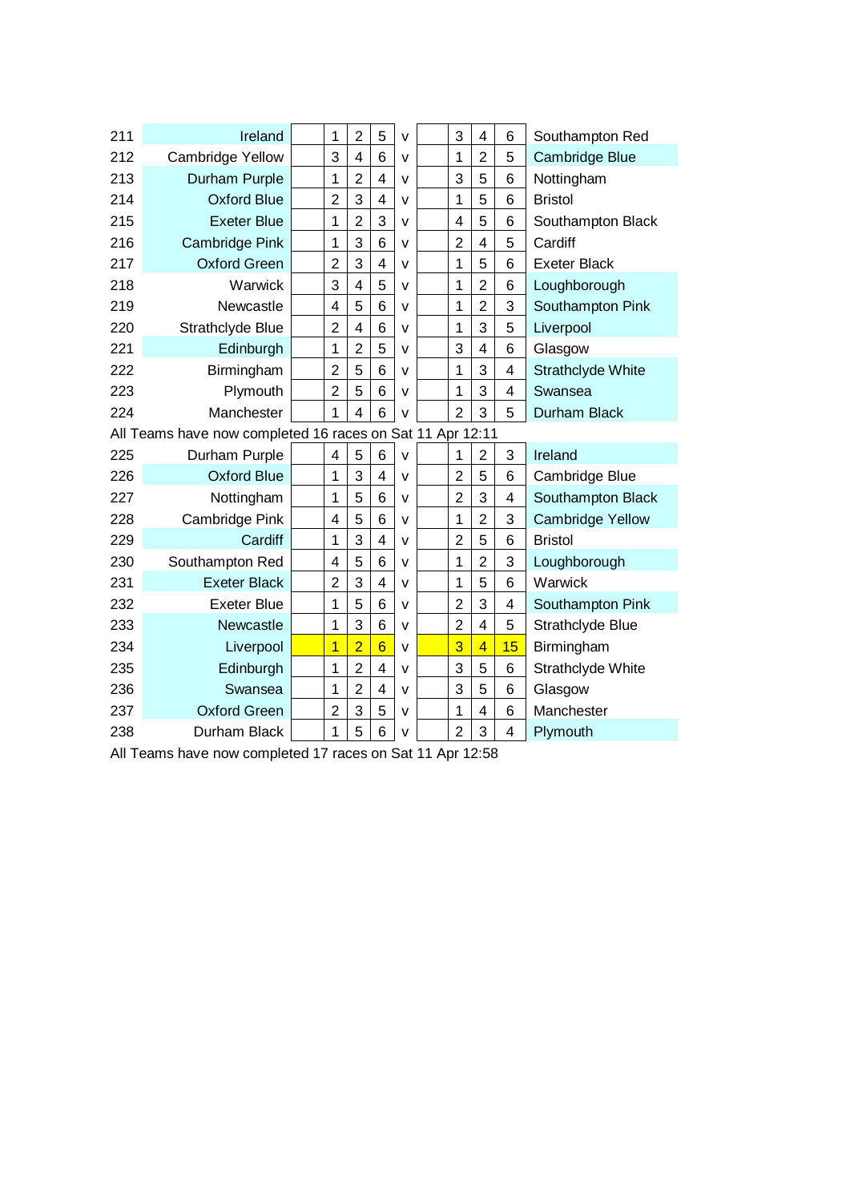| Race | Team | | | | | v | | | | | Team |
|---|---|---|---|---|---|---|---|---|---|---|---|
| 211 | Ireland | | 1 | 2 | 5 | v | | 3 | 4 | 6 | Southampton Red |
| 212 | Cambridge Yellow | | 3 | 4 | 6 | v | | 1 | 2 | 5 | Cambridge Blue |
| 213 | Durham Purple | | 1 | 2 | 4 | v | | 3 | 5 | 6 | Nottingham |
| 214 | Oxford Blue | | 2 | 3 | 4 | v | | 1 | 5 | 6 | Bristol |
| 215 | Exeter Blue | | 1 | 2 | 3 | v | | 4 | 5 | 6 | Southampton Black |
| 216 | Cambridge Pink | | 1 | 3 | 6 | v | | 2 | 4 | 5 | Cardiff |
| 217 | Oxford Green | | 2 | 3 | 4 | v | | 1 | 5 | 6 | Exeter Black |
| 218 | Warwick | | 3 | 4 | 5 | v | | 1 | 2 | 6 | Loughborough |
| 219 | Newcastle | | 4 | 5 | 6 | v | | 1 | 2 | 3 | Southampton Pink |
| 220 | Strathclyde Blue | | 2 | 4 | 6 | v | | 1 | 3 | 5 | Liverpool |
| 221 | Edinburgh | | 1 | 2 | 5 | v | | 3 | 4 | 6 | Glasgow |
| 222 | Birmingham | | 2 | 5 | 6 | v | | 1 | 3 | 4 | Strathclyde White |
| 223 | Plymouth | | 2 | 5 | 6 | v | | 1 | 3 | 4 | Swansea |
| 224 | Manchester | | 1 | 4 | 6 | v | | 2 | 3 | 5 | Durham Black |
| All Teams have now completed 16 races on Sat 11 Apr 12:11 | | | | | | | | | | | |
| 225 | Durham Purple | | 4 | 5 | 6 | v | | 1 | 2 | 3 | Ireland |
| 226 | Oxford Blue | | 1 | 3 | 4 | v | | 2 | 5 | 6 | Cambridge Blue |
| 227 | Nottingham | | 1 | 5 | 6 | v | | 2 | 3 | 4 | Southampton Black |
| 228 | Cambridge Pink | | 4 | 5 | 6 | v | | 1 | 2 | 3 | Cambridge Yellow |
| 229 | Cardiff | | 1 | 3 | 4 | v | | 2 | 5 | 6 | Bristol |
| 230 | Southampton Red | | 4 | 5 | 6 | v | | 1 | 2 | 3 | Loughborough |
| 231 | Exeter Black | | 2 | 3 | 4 | v | | 1 | 5 | 6 | Warwick |
| 232 | Exeter Blue | | 1 | 5 | 6 | v | | 2 | 3 | 4 | Southampton Pink |
| 233 | Newcastle | | 1 | 3 | 6 | v | | 2 | 4 | 5 | Strathclyde Blue |
| 234 | Liverpool | | 1 | 2 | 6 | v | | 3 | 4 | 15 | Birmingham |
| 235 | Edinburgh | | 1 | 2 | 4 | v | | 3 | 5 | 6 | Strathclyde White |
| 236 | Swansea | | 1 | 2 | 4 | v | | 3 | 5 | 6 | Glasgow |
| 237 | Oxford Green | | 2 | 3 | 5 | v | | 1 | 4 | 6 | Manchester |
| 238 | Durham Black | | 1 | 5 | 6 | v | | 2 | 3 | 4 | Plymouth |
| All Teams have now completed 17 races on Sat 11 Apr 12:58 | | | | | | | | | | | |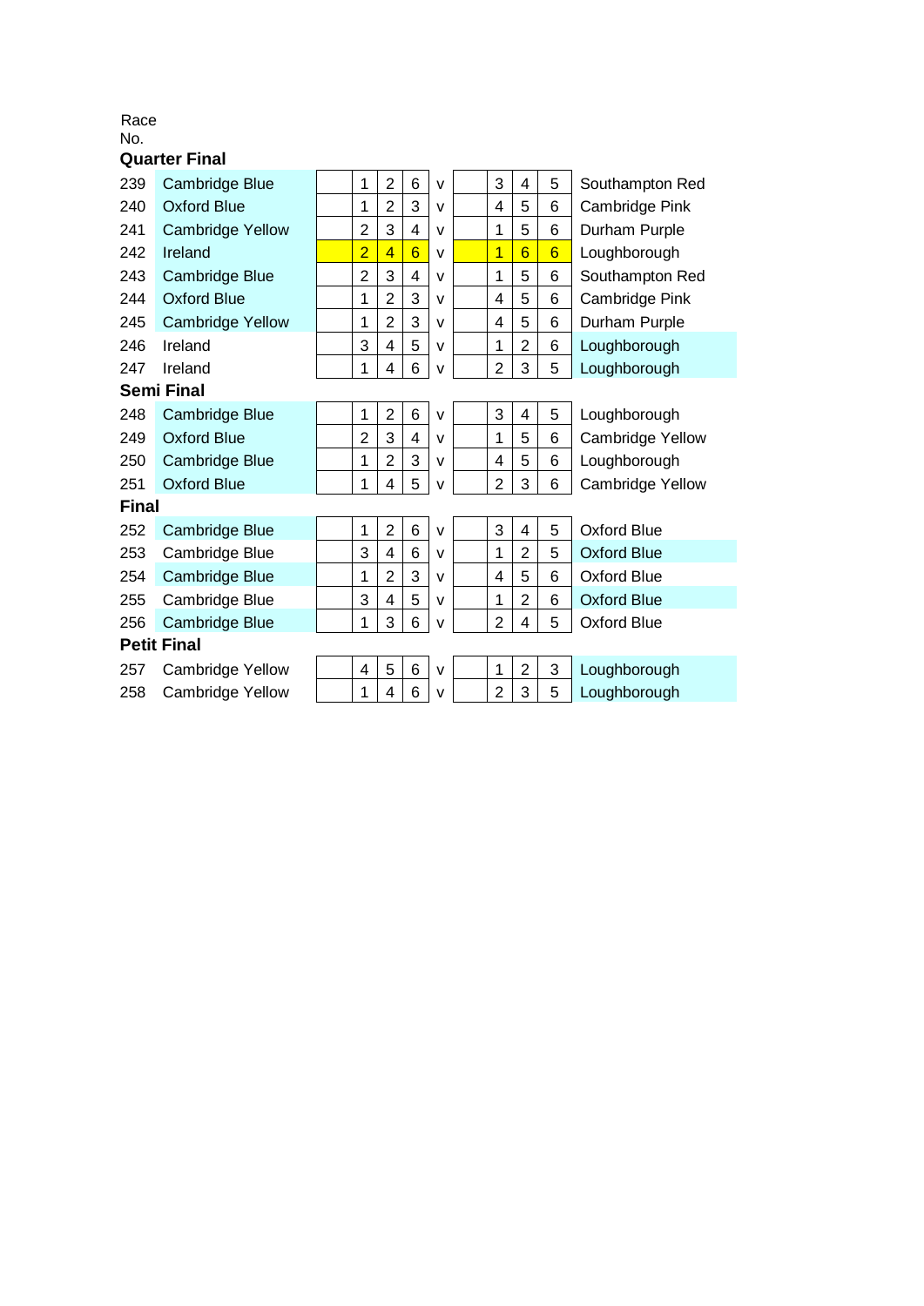Race No.

**Quarter Final**

| | | | | | | | | | | | |
|---|---|---|---|---|---|---|---|---|---|---|---|
| 239 | Cambridge Blue | | 1 | 2 | 6 | v | | 3 | 4 | 5 | Southampton Red |
| 240 | Oxford Blue | | 1 | 2 | 3 | v | | 4 | 5 | 6 | Cambridge Pink |
| 241 | Cambridge Yellow | | 2 | 3 | 4 | v | | 1 | 5 | 6 | Durham Purple |
| 242 | Ireland | | 2 | 4 | 6 | v | | 1 | 6 | 6 | Loughborough |
| 243 | Cambridge Blue | | 2 | 3 | 4 | v | | 1 | 5 | 6 | Southampton Red |
| 244 | Oxford Blue | | 1 | 2 | 3 | v | | 4 | 5 | 6 | Cambridge Pink |
| 245 | Cambridge Yellow | | 1 | 2 | 3 | v | | 4 | 5 | 6 | Durham Purple |
| 246 | Ireland | | 3 | 4 | 5 | v | | 1 | 2 | 6 | Loughborough |
| 247 | Ireland | | 1 | 4 | 6 | v | | 2 | 3 | 5 | Loughborough |

**Semi Final**

| | | | | | | | | | | | |
|---|---|---|---|---|---|---|---|---|---|---|---|
| 248 | Cambridge Blue | | 1 | 2 | 6 | v | | 3 | 4 | 5 | Loughborough |
| 249 | Oxford Blue | | 2 | 3 | 4 | v | | 1 | 5 | 6 | Cambridge Yellow |
| 250 | Cambridge Blue | | 1 | 2 | 3 | v | | 4 | 5 | 6 | Loughborough |
| 251 | Oxford Blue | | 1 | 4 | 5 | v | | 2 | 3 | 6 | Cambridge Yellow |

**Final**

| | | | | | | | | | | | |
|---|---|---|---|---|---|---|---|---|---|---|---|
| 252 | Cambridge Blue | | 1 | 2 | 6 | v | | 3 | 4 | 5 | Oxford Blue |
| 253 | Cambridge Blue | | 3 | 4 | 6 | v | | 1 | 2 | 5 | Oxford Blue |
| 254 | Cambridge Blue | | 1 | 2 | 3 | v | | 4 | 5 | 6 | Oxford Blue |
| 255 | Cambridge Blue | | 3 | 4 | 5 | v | | 1 | 2 | 6 | Oxford Blue |
| 256 | Cambridge Blue | | 1 | 3 | 6 | v | | 2 | 4 | 5 | Oxford Blue |

**Petit Final**

| | | | | | | | | | | | |
|---|---|---|---|---|---|---|---|---|---|---|---|
| 257 | Cambridge Yellow | | 4 | 5 | 6 | v | | 1 | 2 | 3 | Loughborough |
| 258 | Cambridge Yellow | | 1 | 4 | 6 | v | | 2 | 3 | 5 | Loughborough |